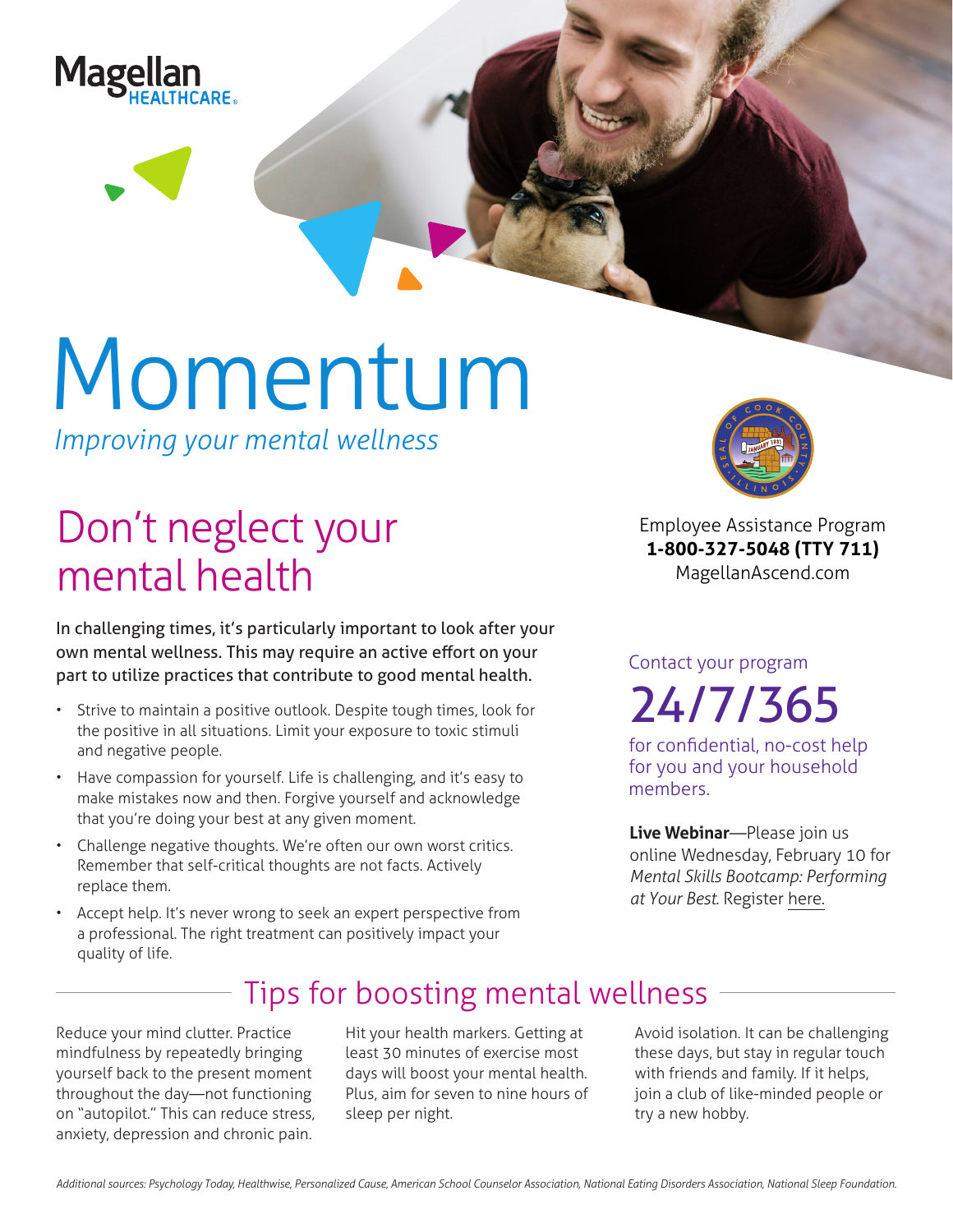Magellan HEALTHCARE

# Momentum

*Improving your mental wellness*

## Don't neglect your mental health

**In challenging times, it's particularly important to look after your own mental wellness. This may require an active effort on your part to utilize practices that contribute to good mental health.**

- Strive to maintain a positive outlook. Despite tough times, look for the positive in all situations. Limit your exposure to toxic stimuli and negative people.
- Have compassion for yourself. Life is challenging, and it's easy to make mistakes now and then. Forgive yourself and acknowledge that you're doing your best at any given moment.
- Challenge negative thoughts. We're often our own worst critics. Remember that self-critical thoughts are not facts. Actively replace them.
- Accept help. It's never wrong to seek an expert perspective from a professional. The right treatment can positively impact your quality of life.

Employee Assistance Program
**1-800-327-5048 (TTY 711)**
MagellanAscend.com

Contact your program

# 24/7/365

for confidential, no-cost help for you and your household members.

**Live Webinar**—Please join us online Wednesday, February 10 for *Mental Skills Bootcamp: Performing at Your Best*. Register here.

## Tips for boosting mental wellness

Reduce your mind clutter. Practice mindfulness by repeatedly bringing yourself back to the present moment throughout the day—not functioning on "autopilot." This can reduce stress, anxiety, depression and chronic pain.

Hit your health markers. Getting at least 30 minutes of exercise most days will boost your mental health. Plus, aim for seven to nine hours of sleep per night.

Avoid isolation. It can be challenging these days, but stay in regular touch with friends and family. If it helps, join a club of like-minded people or try a new hobby.

*Additional sources: Psychology Today, Healthwise, Personalized Cause, American School Counselor Association, National Eating Disorders Association, National Sleep Foundation.*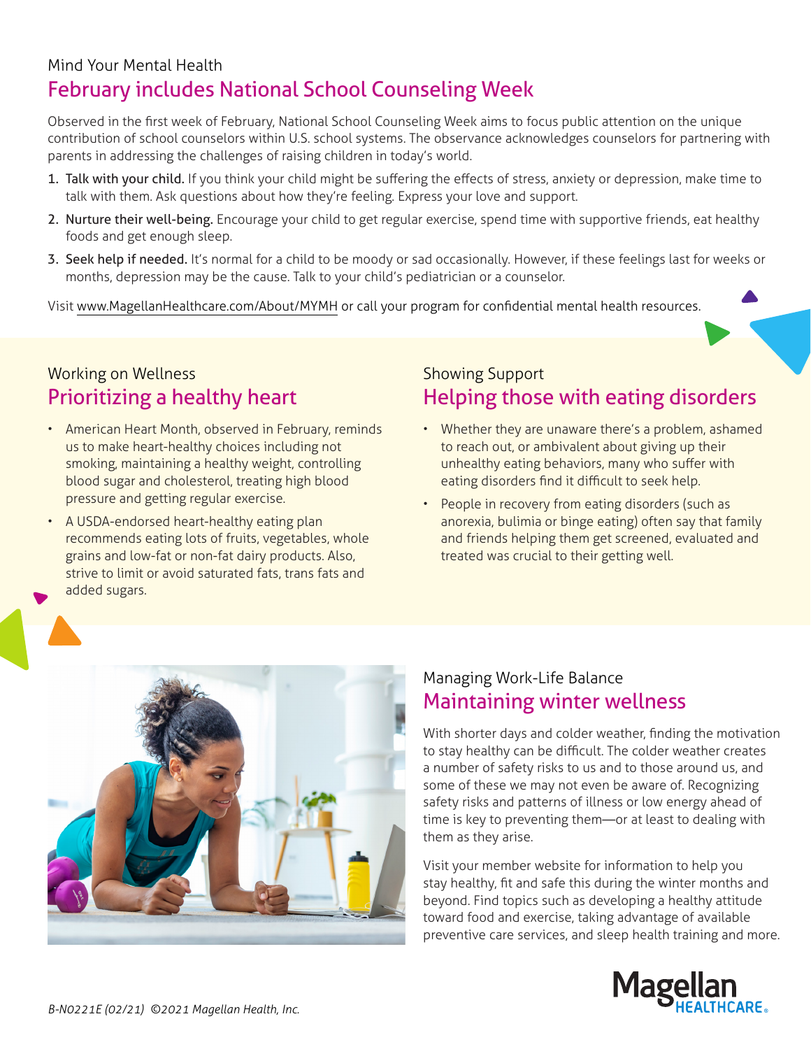Mind Your Mental Health

## February includes National School Counseling Week

Observed in the first week of February, National School Counseling Week aims to focus public attention on the unique contribution of school counselors within U.S. school systems. The observance acknowledges counselors for partnering with parents in addressing the challenges of raising children in today's world.

1. **Talk with your child.** If you think your child might be suffering the effects of stress, anxiety or depression, make time to talk with them. Ask questions about how they're feeling. Express your love and support.
2. **Nurture their well-being.** Encourage your child to get regular exercise, spend time with supportive friends, eat healthy foods and get enough sleep.
3. **Seek help if needed.** It's normal for a child to be moody or sad occasionally. However, if these feelings last for weeks or months, depression may be the cause. Talk to your child's pediatrician or a counselor.

Visit www.MagellanHealthcare.com/About/MYMH or call your program for confidential mental health resources.

Working on Wellness

## Prioritizing a healthy heart

- American Heart Month, observed in February, reminds us to make heart-healthy choices including not smoking, maintaining a healthy weight, controlling blood sugar and cholesterol, treating high blood pressure and getting regular exercise.
- A USDA-endorsed heart-healthy eating plan recommends eating lots of fruits, vegetables, whole grains and low-fat or non-fat dairy products. Also, strive to limit or avoid saturated fats, trans fats and added sugars.

Showing Support

## Helping those with eating disorders

- Whether they are unaware there's a problem, ashamed to reach out, or ambivalent about giving up their unhealthy eating behaviors, many who suffer with eating disorders find it difficult to seek help.
- People in recovery from eating disorders (such as anorexia, bulimia or binge eating) often say that family and friends helping them get screened, evaluated and treated was crucial to their getting well.

Managing Work-Life Balance

## Maintaining winter wellness

With shorter days and colder weather, finding the motivation to stay healthy can be difficult. The colder weather creates a number of safety risks to us and to those around us, and some of these we may not even be aware of. Recognizing safety risks and patterns of illness or low energy ahead of time is key to preventing them—or at least to dealing with them as they arise.

Visit your member website for information to help you stay healthy, fit and safe this during the winter months and beyond. Find topics such as developing a healthy attitude toward food and exercise, taking advantage of available preventive care services, and sleep health training and more.

*B-N0221E (02/21) ©2021 Magellan Health, Inc.*